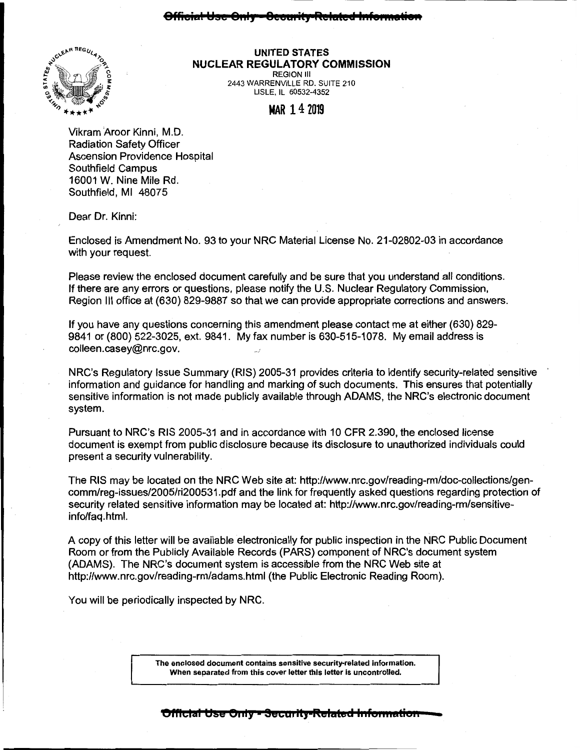~~Official Use Only - Security-Related Information~~

**UNITED STATES**
**NUCLEAR REGULATORY COMMISSION**
REGION III
2443 WARRENVILLE RD. SUITE 210
LISLE, IL 60532-4352

MAR 14 2019

Vikram Aroor Kinni, M.D.
Radiation Safety Officer
Ascension Providence Hospital
Southfield Campus
16001 W. Nine Mile Rd.
Southfield, MI 48075

Dear Dr. Kinni:

Enclosed is Amendment No. 93 to your NRC Material License No. 21-02802-03 in accordance with your request.

Please review the enclosed document carefully and be sure that you understand all conditions. If there are any errors or questions, please notify the U.S. Nuclear Regulatory Commission, Region III office at (630) 829-9887 so that we can provide appropriate corrections and answers.

If you have any questions concerning this amendment please contact me at either (630) 829-9841 or (800) 522-3025, ext. 9841. My fax number is 630-515-1078. My email address is colleen.casey@nrc.gov.

NRC's Regulatory Issue Summary (RIS) 2005-31 provides criteria to identify security-related sensitive information and guidance for handling and marking of such documents. This ensures that potentially sensitive information is not made publicly available through ADAMS, the NRC's electronic document system.

Pursuant to NRC's RIS 2005-31 and in accordance with 10 CFR 2.390, the enclosed license document is exempt from public disclosure because its disclosure to unauthorized individuals could present a security vulnerability.

The RIS may be located on the NRC Web site at: http://www.nrc.gov/reading-rm/doc-collections/gen-comm/reg-issues/2005/ri200531.pdf and the link for frequently asked questions regarding protection of security related sensitive information may be located at: http://www.nrc.gov/reading-rm/sensitive-info/faq.html.

A copy of this letter will be available electronically for public inspection in the NRC Public Document Room or from the Publicly Available Records (PARS) component of NRC's document system (ADAMS). The NRC's document system is accessible from the NRC Web site at http://www.nrc.gov/reading-rm/adams.html (the Public Electronic Reading Room).

You will be periodically inspected by NRC.

**The enclosed document contains sensitive security-related information. When separated from this cover letter this letter is uncontrolled.**

~~Official Use Only - Security-Related Information~~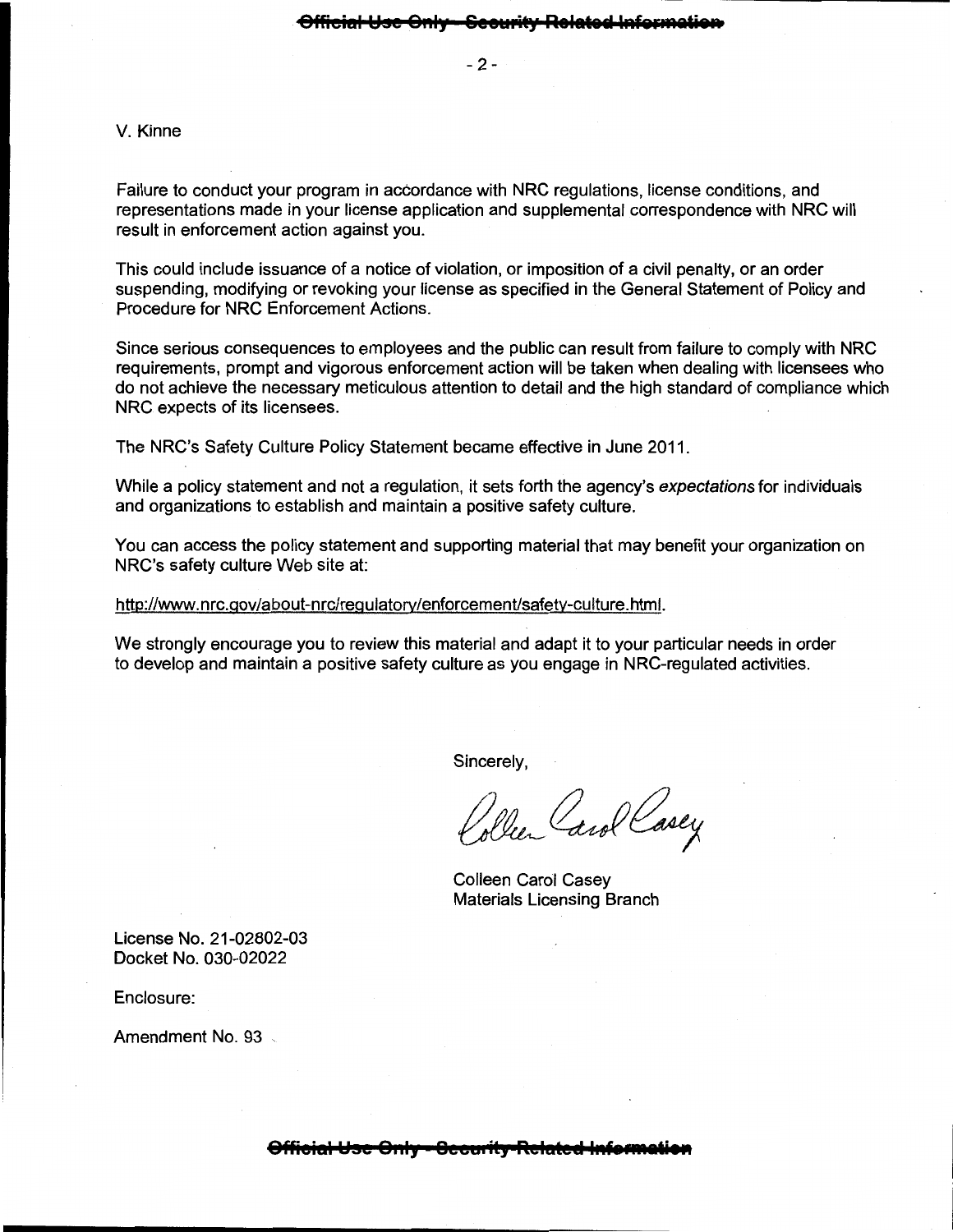V. Kinne

Failure to conduct your program in accordance with NRC regulations, license conditions, and representations made in your license application and supplemental correspondence with NRC will result in enforcement action against you.

This could include issuance of a notice of violation, or imposition of a civil penalty, or an order suspending, modifying or revoking your license as specified in the General Statement of Policy and Procedure for NRC Enforcement Actions.

Since serious consequences to employees and the public can result from failure to comply with NRC requirements, prompt and vigorous enforcement action will be taken when dealing with licensees who do not achieve the necessary meticulous attention to detail and the high standard of compliance which NRC expects of its licensees.

The NRC's Safety Culture Policy Statement became effective in June 2011.

While a policy statement and not a regulation, it sets forth the agency's *expectations* for individuals and organizations to establish and maintain a positive safety culture.

You can access the policy statement and supporting material that may benefit your organization on NRC's safety culture Web site at:

http://www.nrc.gov/about-nrc/regulatory/enforcement/safety-culture.html.

We strongly encourage you to review this material and adapt it to your particular needs in order to develop and maintain a positive safety culture as you engage in NRC-regulated activities.

Sincerely,

Colleen Carol Casey
Materials Licensing Branch

License No. 21-02802-03
Docket No. 030-02022

Enclosure:

Amendment No. 93